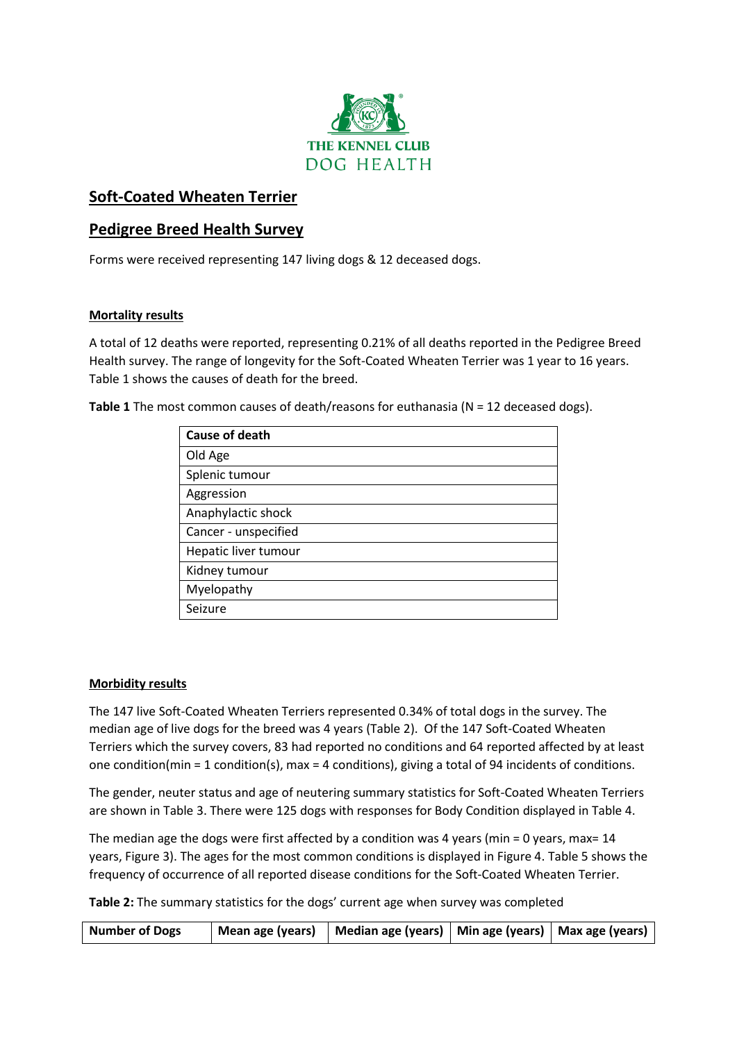THE KENNEL CLUB
DOG HEALTH

# Soft-Coated Wheaten Terrier

# Pedigree Breed Health Survey

Forms were received representing 147 living dogs & 12 deceased dogs.

## Mortality results

A total of 12 deaths were reported, representing 0.21% of all deaths reported in the Pedigree Breed Health survey. The range of longevity for the Soft-Coated Wheaten Terrier was 1 year to 16 years. Table 1 shows the causes of death for the breed.

**Table 1** The most common causes of death/reasons for euthanasia (N = 12 deceased dogs).

| Cause of death |
|---|
| Old Age |
| Splenic tumour |
| Aggression |
| Anaphylactic shock |
| Cancer - unspecified |
| Hepatic liver tumour |
| Kidney tumour |
| Myelopathy |
| Seizure |

## Morbidity results

The 147 live Soft-Coated Wheaten Terriers represented 0.34% of total dogs in the survey. The median age of live dogs for the breed was 4 years (Table 2). Of the 147 Soft-Coated Wheaten Terriers which the survey covers, 83 had reported no conditions and 64 reported affected by at least one condition(min = 1 condition(s), max = 4 conditions), giving a total of 94 incidents of conditions.

The gender, neuter status and age of neutering summary statistics for Soft-Coated Wheaten Terriers are shown in Table 3. There were 125 dogs with responses for Body Condition displayed in Table 4.

The median age the dogs were first affected by a condition was 4 years (min = 0 years, max= 14 years, Figure 3). The ages for the most common conditions is displayed in Figure 4. Table 5 shows the frequency of occurrence of all reported disease conditions for the Soft-Coated Wheaten Terrier.

**Table 2:** The summary statistics for the dogs' current age when survey was completed

| Number of Dogs | Mean age (years) | Median age (years) | Min age (years) | Max age (years) |
|---|---|---|---|---|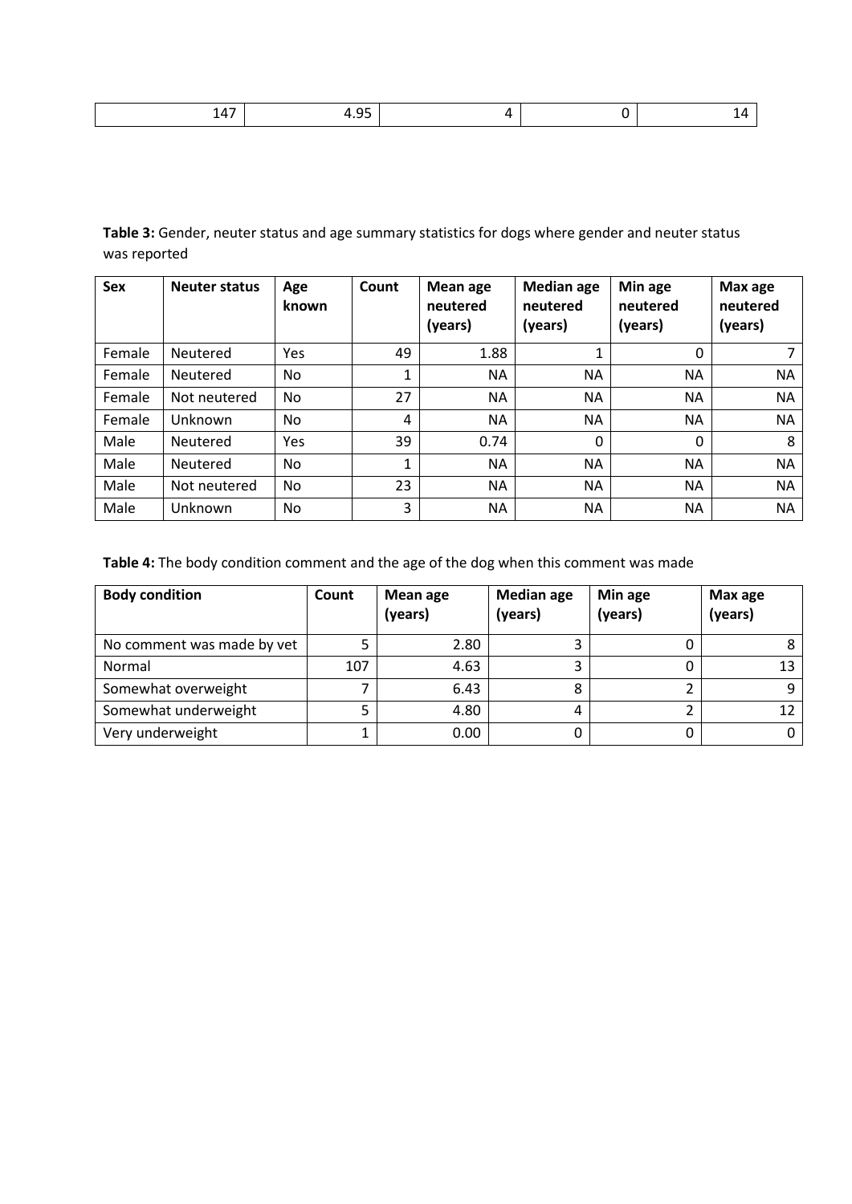| 147 | 4.95 | 4 | 0 | 14 |
|---|---|---|---|---|

**Table 3:** Gender, neuter status and age summary statistics for dogs where gender and neuter status was reported

| Sex | Neuter status | Age known | Count | Mean age neutered (years) | Median age neutered (years) | Min age neutered (years) | Max age neutered (years) |
|---|---|---|---|---|---|---|---|
| Female | Neutered | Yes | 49 | 1.88 | 1 | 0 | 7 |
| Female | Neutered | No | 1 | NA | NA | NA | NA |
| Female | Not neutered | No | 27 | NA | NA | NA | NA |
| Female | Unknown | No | 4 | NA | NA | NA | NA |
| Male | Neutered | Yes | 39 | 0.74 | 0 | 0 | 8 |
| Male | Neutered | No | 1 | NA | NA | NA | NA |
| Male | Not neutered | No | 23 | NA | NA | NA | NA |
| Male | Unknown | No | 3 | NA | NA | NA | NA |

**Table 4:** The body condition comment and the age of the dog when this comment was made

| Body condition | Count | Mean age (years) | Median age (years) | Min age (years) | Max age (years) |
|---|---|---|---|---|---|
| No comment was made by vet | 5 | 2.80 | 3 | 0 | 8 |
| Normal | 107 | 4.63 | 3 | 0 | 13 |
| Somewhat overweight | 7 | 6.43 | 8 | 2 | 9 |
| Somewhat underweight | 5 | 4.80 | 4 | 2 | 12 |
| Very underweight | 1 | 0.00 | 0 | 0 | 0 |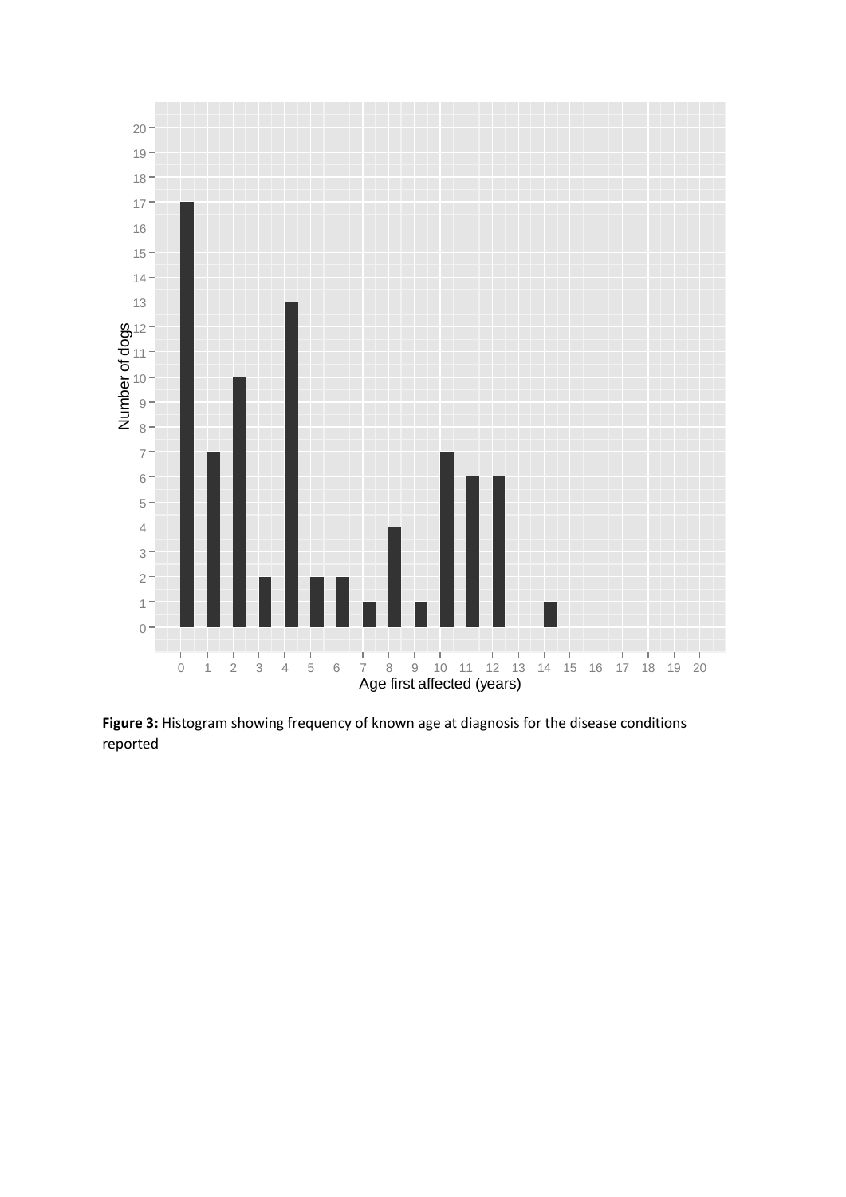**Figure 3:** Histogram showing frequency of known age at diagnosis for the disease conditions reported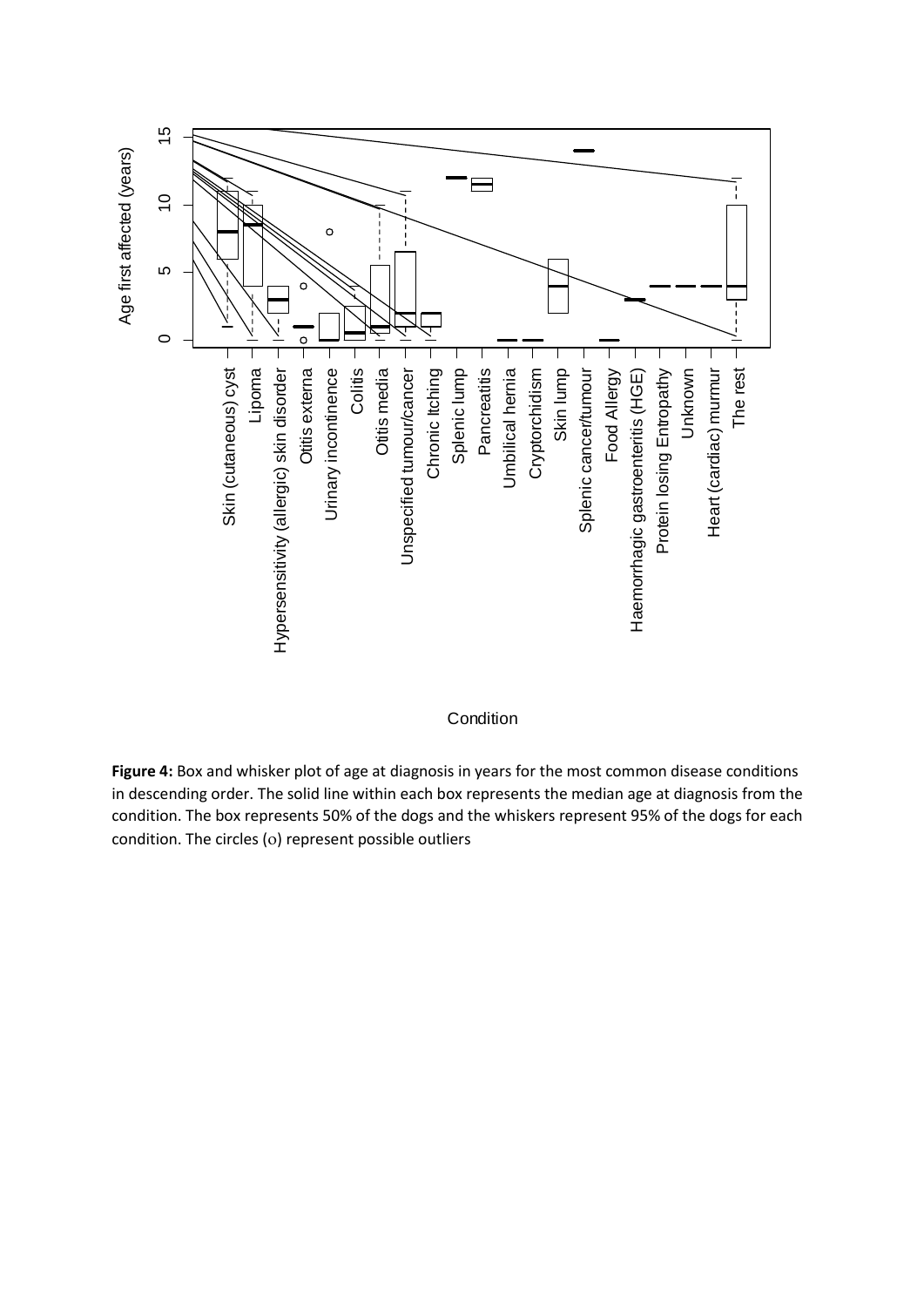**Figure 4:** Box and whisker plot of age at diagnosis in years for the most common disease conditions in descending order. The solid line within each box represents the median age at diagnosis from the condition. The box represents 50% of the dogs and the whiskers represent 95% of the dogs for each condition. The circles (o) represent possible outliers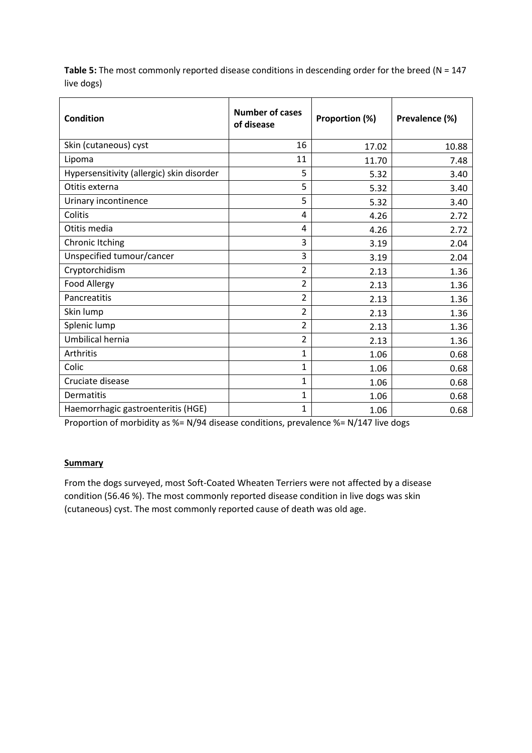**Table 5:** The most commonly reported disease conditions in descending order for the breed (N = 147 live dogs)

| Condition | Number of cases of disease | Proportion (%) | Prevalence (%) |
|---|---|---|---|
| Skin (cutaneous) cyst | 16 | 17.02 | 10.88 |
| Lipoma | 11 | 11.70 | 7.48 |
| Hypersensitivity (allergic) skin disorder | 5 | 5.32 | 3.40 |
| Otitis externa | 5 | 5.32 | 3.40 |
| Urinary incontinence | 5 | 5.32 | 3.40 |
| Colitis | 4 | 4.26 | 2.72 |
| Otitis media | 4 | 4.26 | 2.72 |
| Chronic Itching | 3 | 3.19 | 2.04 |
| Unspecified tumour/cancer | 3 | 3.19 | 2.04 |
| Cryptorchidism | 2 | 2.13 | 1.36 |
| Food Allergy | 2 | 2.13 | 1.36 |
| Pancreatitis | 2 | 2.13 | 1.36 |
| Skin lump | 2 | 2.13 | 1.36 |
| Splenic lump | 2 | 2.13 | 1.36 |
| Umbilical hernia | 2 | 2.13 | 1.36 |
| Arthritis | 1 | 1.06 | 0.68 |
| Colic | 1 | 1.06 | 0.68 |
| Cruciate disease | 1 | 1.06 | 0.68 |
| Dermatitis | 1 | 1.06 | 0.68 |
| Haemorrhagic gastroenteritis (HGE) | 1 | 1.06 | 0.68 |

Proportion of morbidity as %= N/94 disease conditions, prevalence %= N/147 live dogs

**Summary**

From the dogs surveyed, most Soft-Coated Wheaten Terriers were not affected by a disease condition (56.46 %). The most commonly reported disease condition in live dogs was skin (cutaneous) cyst. The most commonly reported cause of death was old age.